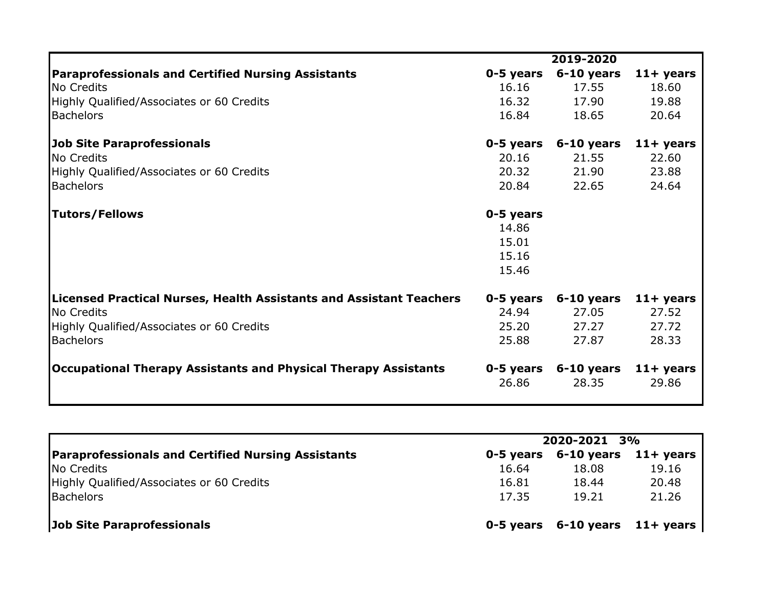| | 2019-2020 | | |
|---|---|---|---|
| **Paraprofessionals and Certified Nursing Assistants** | **0-5 years** | **6-10 years** | **11+ years** |
| No Credits | 16.16 | 17.55 | 18.60 |
| Highly Qualified/Associates or 60 Credits | 16.32 | 17.90 | 19.88 |
| Bachelors | 16.84 | 18.65 | 20.64 |
| | | | |
| **Job Site Paraprofessionals** | **0-5 years** | **6-10 years** | **11+ years** |
| No Credits | 20.16 | 21.55 | 22.60 |
| Highly Qualified/Associates or 60 Credits | 20.32 | 21.90 | 23.88 |
| Bachelors | 20.84 | 22.65 | 24.64 |
| | | | |
| **Tutors/Fellows** | **0-5 years** | | |
| | 14.86 | | |
| | 15.01 | | |
| | 15.16 | | |
| | 15.46 | | |
| | | | |
| **Licensed Practical Nurses, Health Assistants and Assistant Teachers** | **0-5 years** | **6-10 years** | **11+ years** |
| No Credits | 24.94 | 27.05 | 27.52 |
| Highly Qualified/Associates or 60 Credits | 25.20 | 27.27 | 27.72 |
| Bachelors | 25.88 | 27.87 | 28.33 |
| | | | |
| **Occupational Therapy Assistants and Physical Therapy Assistants** | **0-5 years** | **6-10 years** | **11+ years** |
| | 26.86 | 28.35 | 29.86 |

| | 2020-2021 3% | | |
|---|---|---|---|
| **Paraprofessionals and Certified Nursing Assistants** | **0-5 years** | **6-10 years** | **11+ years** |
| No Credits | 16.64 | 18.08 | 19.16 |
| Highly Qualified/Associates or 60 Credits | 16.81 | 18.44 | 20.48 |
| Bachelors | 17.35 | 19.21 | 21.26 |
| | | | |
| **Job Site Paraprofessionals** | **0-5 years** | **6-10 years** | **11+ years** |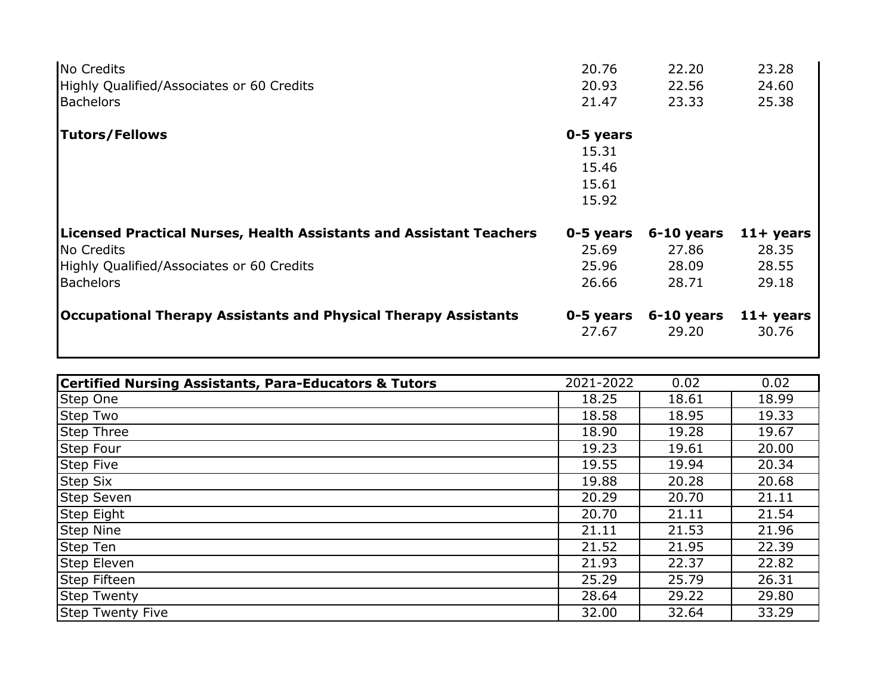| | | | |
|---|---|---|---|
| No Credits | 20.76 | 22.20 | 23.28 |
| Highly Qualified/Associates or 60 Credits | 20.93 | 22.56 | 24.60 |
| Bachelors | 21.47 | 23.33 | 25.38 |
| | | | |
| **Tutors/Fellows** | **0-5 years** | | |
| | 15.31 | | |
| | 15.46 | | |
| | 15.61 | | |
| | 15.92 | | |
| | | | |
| **Licensed Practical Nurses, Health Assistants and Assistant Teachers** | **0-5 years** | **6-10 years** | **11+ years** |
| No Credits | 25.69 | 27.86 | 28.35 |
| Highly Qualified/Associates or 60 Credits | 25.96 | 28.09 | 28.55 |
| Bachelors | 26.66 | 28.71 | 29.18 |
| | | | |
| **Occupational Therapy Assistants and Physical Therapy Assistants** | **0-5 years** | **6-10 years** | **11+ years** |
| | 27.67 | 29.20 | 30.76 |

| **Certified Nursing Assistants, Para-Educators & Tutors** | 2021-2022 | 0.02 | 0.02 |
|---|---|---|---|
| Step One | 18.25 | 18.61 | 18.99 |
| Step Two | 18.58 | 18.95 | 19.33 |
| Step Three | 18.90 | 19.28 | 19.67 |
| Step Four | 19.23 | 19.61 | 20.00 |
| Step Five | 19.55 | 19.94 | 20.34 |
| Step Six | 19.88 | 20.28 | 20.68 |
| Step Seven | 20.29 | 20.70 | 21.11 |
| Step Eight | 20.70 | 21.11 | 21.54 |
| Step Nine | 21.11 | 21.53 | 21.96 |
| Step Ten | 21.52 | 21.95 | 22.39 |
| Step Eleven | 21.93 | 22.37 | 22.82 |
| Step Fifteen | 25.29 | 25.79 | 26.31 |
| Step Twenty | 28.64 | 29.22 | 29.80 |
| Step Twenty Five | 32.00 | 32.64 | 33.29 |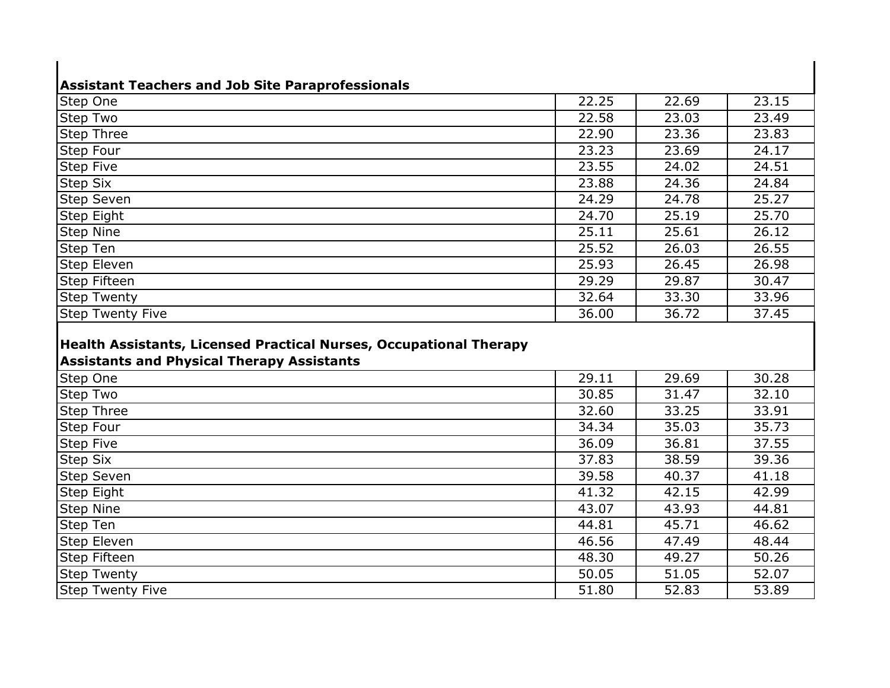| | | | |
|---|---|---|---|
| **Assistant Teachers and Job Site Paraprofessionals** | | | |
| Step One | 22.25 | 22.69 | 23.15 |
| Step Two | 22.58 | 23.03 | 23.49 |
| Step Three | 22.90 | 23.36 | 23.83 |
| Step Four | 23.23 | 23.69 | 24.17 |
| Step Five | 23.55 | 24.02 | 24.51 |
| Step Six | 23.88 | 24.36 | 24.84 |
| Step Seven | 24.29 | 24.78 | 25.27 |
| Step Eight | 24.70 | 25.19 | 25.70 |
| Step Nine | 25.11 | 25.61 | 26.12 |
| Step Ten | 25.52 | 26.03 | 26.55 |
| Step Eleven | 25.93 | 26.45 | 26.98 |
| Step Fifteen | 29.29 | 29.87 | 30.47 |
| Step Twenty | 32.64 | 33.30 | 33.96 |
| Step Twenty Five | 36.00 | 36.72 | 37.45 |
| **Health Assistants, Licensed Practical Nurses, Occupational Therapy Assistants and Physical Therapy Assistants** | | | |
| Step One | 29.11 | 29.69 | 30.28 |
| Step Two | 30.85 | 31.47 | 32.10 |
| Step Three | 32.60 | 33.25 | 33.91 |
| Step Four | 34.34 | 35.03 | 35.73 |
| Step Five | 36.09 | 36.81 | 37.55 |
| Step Six | 37.83 | 38.59 | 39.36 |
| Step Seven | 39.58 | 40.37 | 41.18 |
| Step Eight | 41.32 | 42.15 | 42.99 |
| Step Nine | 43.07 | 43.93 | 44.81 |
| Step Ten | 44.81 | 45.71 | 46.62 |
| Step Eleven | 46.56 | 47.49 | 48.44 |
| Step Fifteen | 48.30 | 49.27 | 50.26 |
| Step Twenty | 50.05 | 51.05 | 52.07 |
| Step Twenty Five | 51.80 | 52.83 | 53.89 |